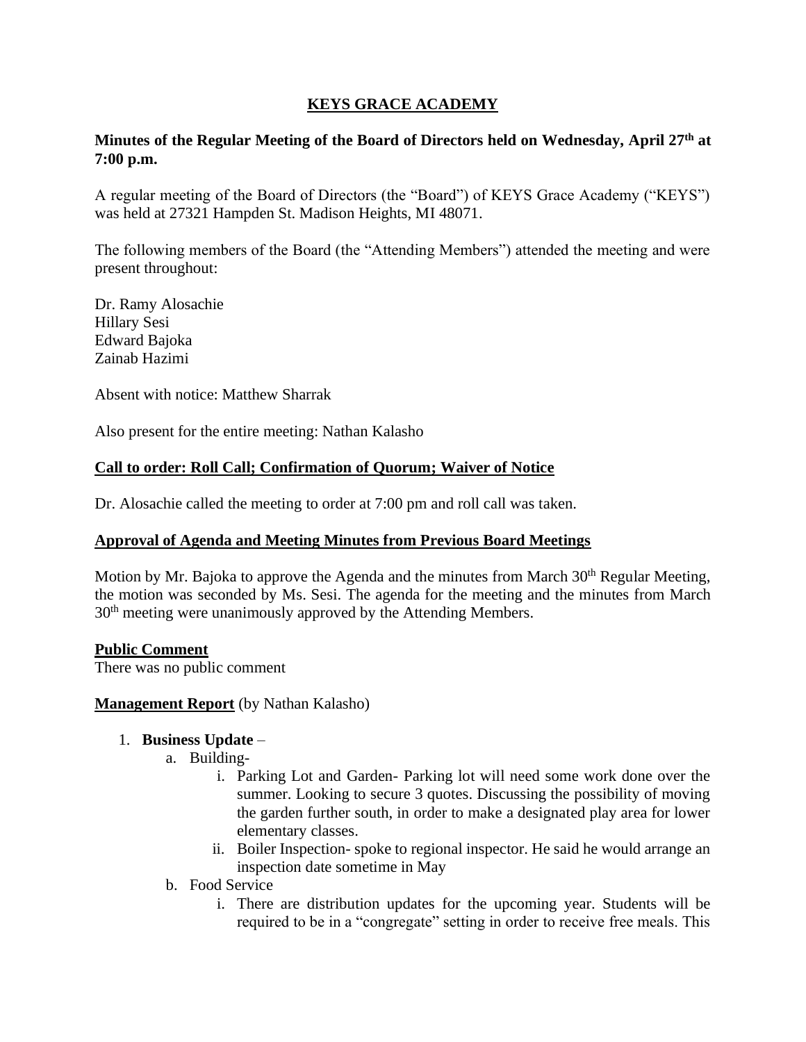# KEYS GRACE ACADEMY

**Minutes of the Regular Meeting of the Board of Directors held on Wednesday, April 27th at 7:00 p.m.**

A regular meeting of the Board of Directors (the "Board") of KEYS Grace Academy ("KEYS") was held at 27321 Hampden St. Madison Heights, MI 48071.

The following members of the Board (the "Attending Members") attended the meeting and were present throughout:

Dr. Ramy Alosachie
Hillary Sesi
Edward Bajoka
Zainab Hazimi

Absent with notice: Matthew Sharrak

Also present for the entire meeting: Nathan Kalasho

## Call to order: Roll Call; Confirmation of Quorum; Waiver of Notice

Dr. Alosachie called the meeting to order at 7:00 pm and roll call was taken.

## Approval of Agenda and Meeting Minutes from Previous Board Meetings

Motion by Mr. Bajoka to approve the Agenda and the minutes from March 30th Regular Meeting, the motion was seconded by Ms. Sesi. The agenda for the meeting and the minutes from March 30th meeting were unanimously approved by the Attending Members.

## Public Comment

There was no public comment

**Management Report** (by Nathan Kalasho)

1. **Business Update** –
   a. Building-
      i. Parking Lot and Garden- Parking lot will need some work done over the summer. Looking to secure 3 quotes. Discussing the possibility of moving the garden further south, in order to make a designated play area for lower elementary classes.
      ii. Boiler Inspection- spoke to regional inspector. He said he would arrange an inspection date sometime in May
   b. Food Service
      i. There are distribution updates for the upcoming year. Students will be required to be in a "congregate" setting in order to receive free meals. This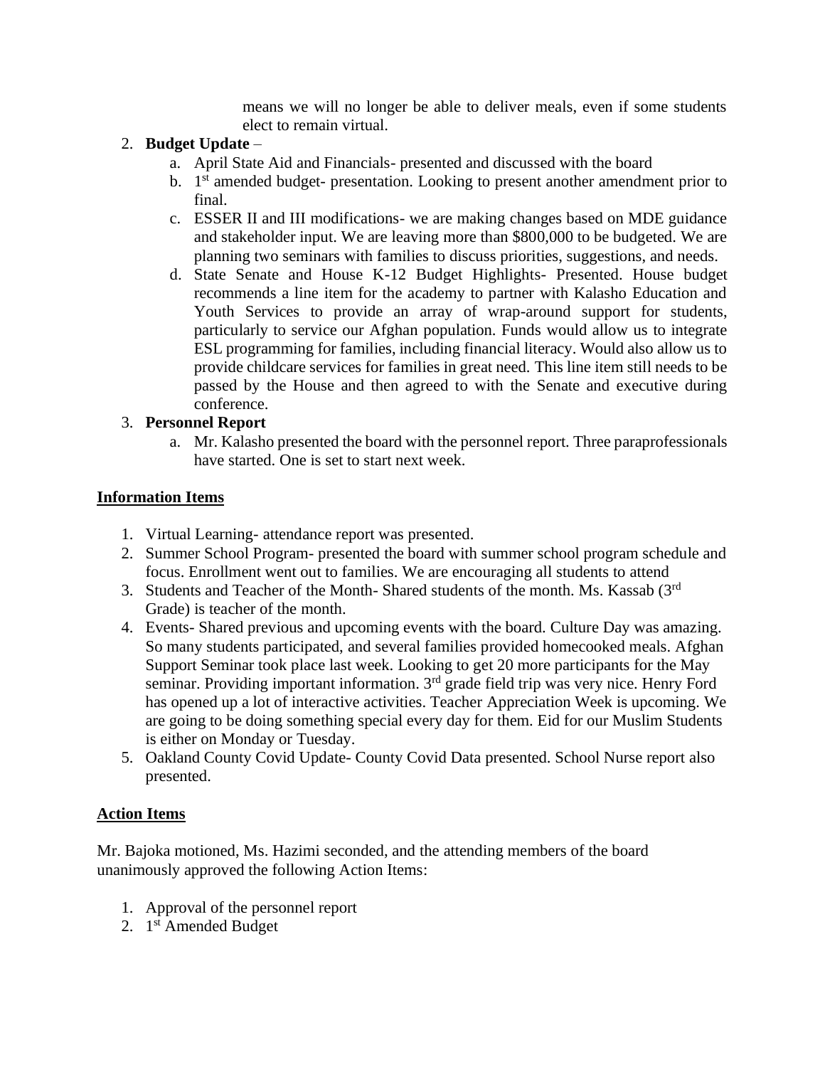means we will no longer be able to deliver meals, even if some students elect to remain virtual.

2. **Budget Update** –
   a. April State Aid and Financials- presented and discussed with the board
   b. 1st amended budget- presentation. Looking to present another amendment prior to final.
   c. ESSER II and III modifications- we are making changes based on MDE guidance and stakeholder input. We are leaving more than $800,000 to be budgeted. We are planning two seminars with families to discuss priorities, suggestions, and needs.
   d. State Senate and House K-12 Budget Highlights- Presented. House budget recommends a line item for the academy to partner with Kalasho Education and Youth Services to provide an array of wrap-around support for students, particularly to service our Afghan population. Funds would allow us to integrate ESL programming for families, including financial literacy. Would also allow us to provide childcare services for families in great need. This line item still needs to be passed by the House and then agreed to with the Senate and executive during conference.
3. **Personnel Report**
   a. Mr. Kalasho presented the board with the personnel report. Three paraprofessionals have started. One is set to start next week.

**Information Items**

1. Virtual Learning- attendance report was presented.
2. Summer School Program- presented the board with summer school program schedule and focus. Enrollment went out to families. We are encouraging all students to attend
3. Students and Teacher of the Month- Shared students of the month. Ms. Kassab (3rd Grade) is teacher of the month.
4. Events- Shared previous and upcoming events with the board. Culture Day was amazing. So many students participated, and several families provided homecooked meals. Afghan Support Seminar took place last week. Looking to get 20 more participants for the May seminar. Providing important information. 3rd grade field trip was very nice. Henry Ford has opened up a lot of interactive activities. Teacher Appreciation Week is upcoming. We are going to be doing something special every day for them. Eid for our Muslim Students is either on Monday or Tuesday.
5. Oakland County Covid Update- County Covid Data presented. School Nurse report also presented.

**Action Items**

Mr. Bajoka motioned, Ms. Hazimi seconded, and the attending members of the board unanimously approved the following Action Items:

1. Approval of the personnel report
2. 1st Amended Budget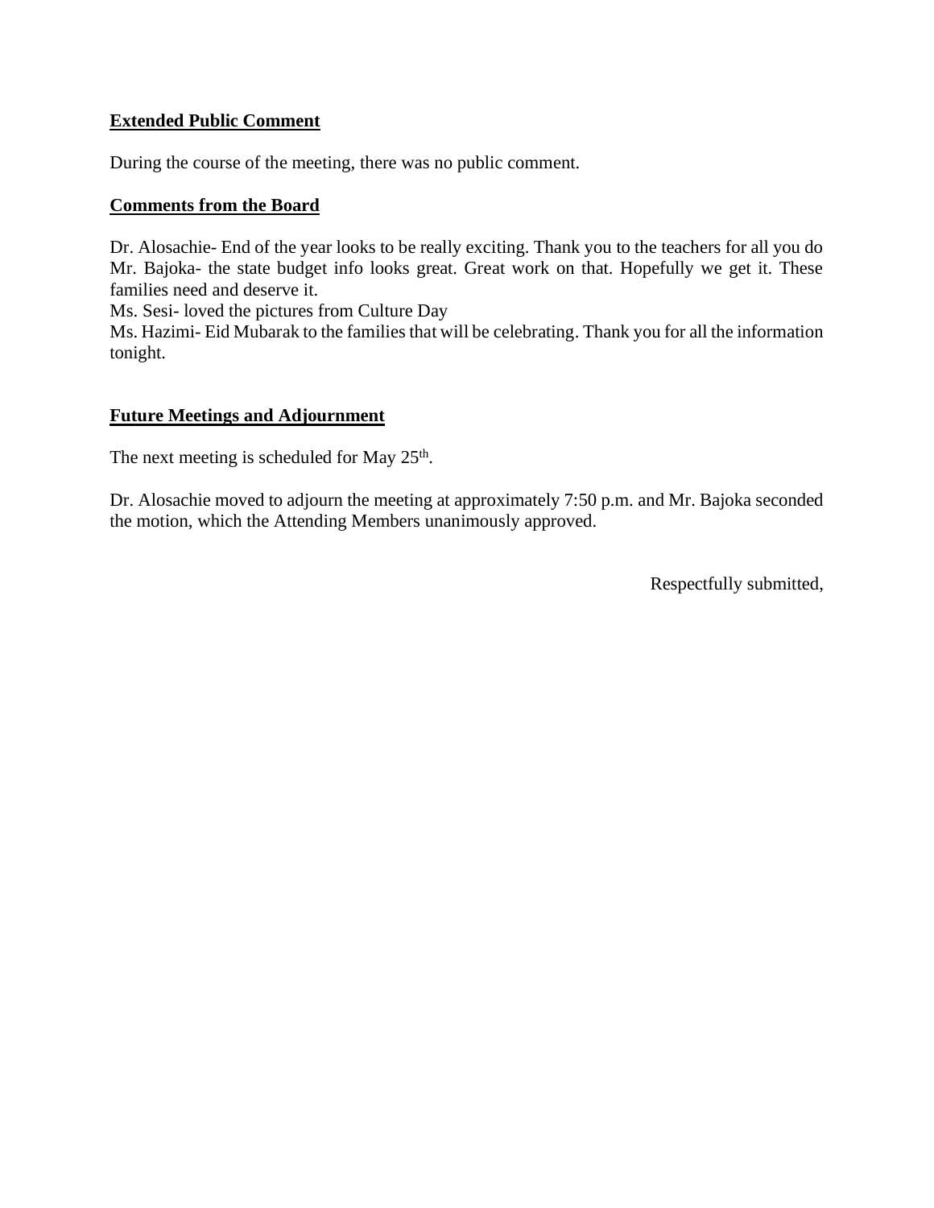**Extended Public Comment**

During the course of the meeting, there was no public comment.

**Comments from the Board**

Dr. Alosachie- End of the year looks to be really exciting. Thank you to the teachers for all you do
Mr. Bajoka- the state budget info looks great. Great work on that. Hopefully we get it. These families need and deserve it.
Ms. Sesi- loved the pictures from Culture Day
Ms. Hazimi- Eid Mubarak to the families that will be celebrating. Thank you for all the information tonight.

**Future Meetings and Adjournment**

The next meeting is scheduled for May 25th.

Dr. Alosachie moved to adjourn the meeting at approximately 7:50 p.m. and Mr. Bajoka seconded the motion, which the Attending Members unanimously approved.

Respectfully submitted,